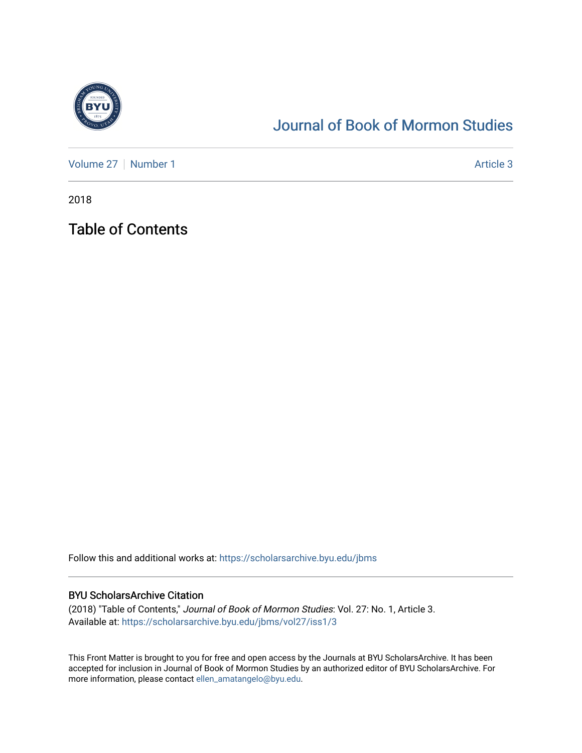# Journal of Book of Mormon Studies

Volume 27 | Number 1 | Article 3

2018

## Table of Contents

Follow this and additional works at: https://scholarsarchive.byu.edu/jbms

### BYU ScholarsArchive Citation

(2018) "Table of Contents," *Journal of Book of Mormon Studies*: Vol. 27: No. 1, Article 3.
Available at: https://scholarsarchive.byu.edu/jbms/vol27/iss1/3

This Front Matter is brought to you for free and open access by the Journals at BYU ScholarsArchive. It has been accepted for inclusion in Journal of Book of Mormon Studies by an authorized editor of BYU ScholarsArchive. For more information, please contact ellen_amatangelo@byu.edu.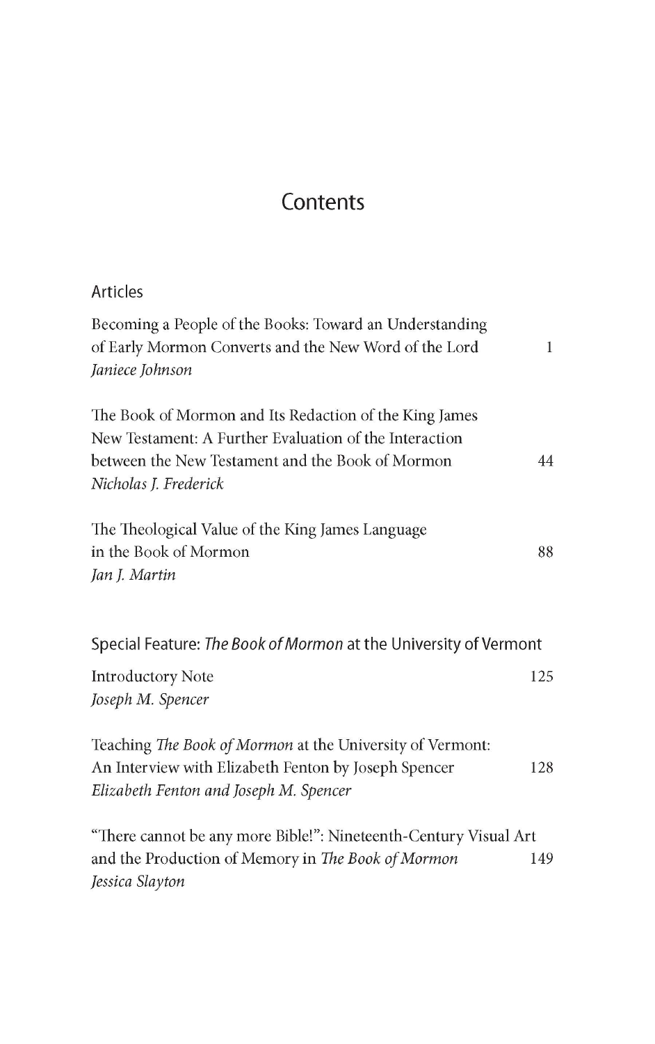# Contents

## Articles

Becoming a People of the Books: Toward an Understanding of Early Mormon Converts and the New Word of the Lord — 1
*Janiece Johnson*

The Book of Mormon and Its Redaction of the King James New Testament: A Further Evaluation of the Interaction between the New Testament and the Book of Mormon — 44
*Nicholas J. Frederick*

The Theological Value of the King James Language in the Book of Mormon — 88
*Jan J. Martin*

## Special Feature: *The Book of Mormon* at the University of Vermont

Introductory Note — 125
*Joseph M. Spencer*

Teaching *The Book of Mormon* at the University of Vermont: An Interview with Elizabeth Fenton by Joseph Spencer — 128
*Elizabeth Fenton and Joseph M. Spencer*

"There cannot be any more Bible!": Nineteenth-Century Visual Art and the Production of Memory in *The Book of Mormon* — 149
*Jessica Slayton*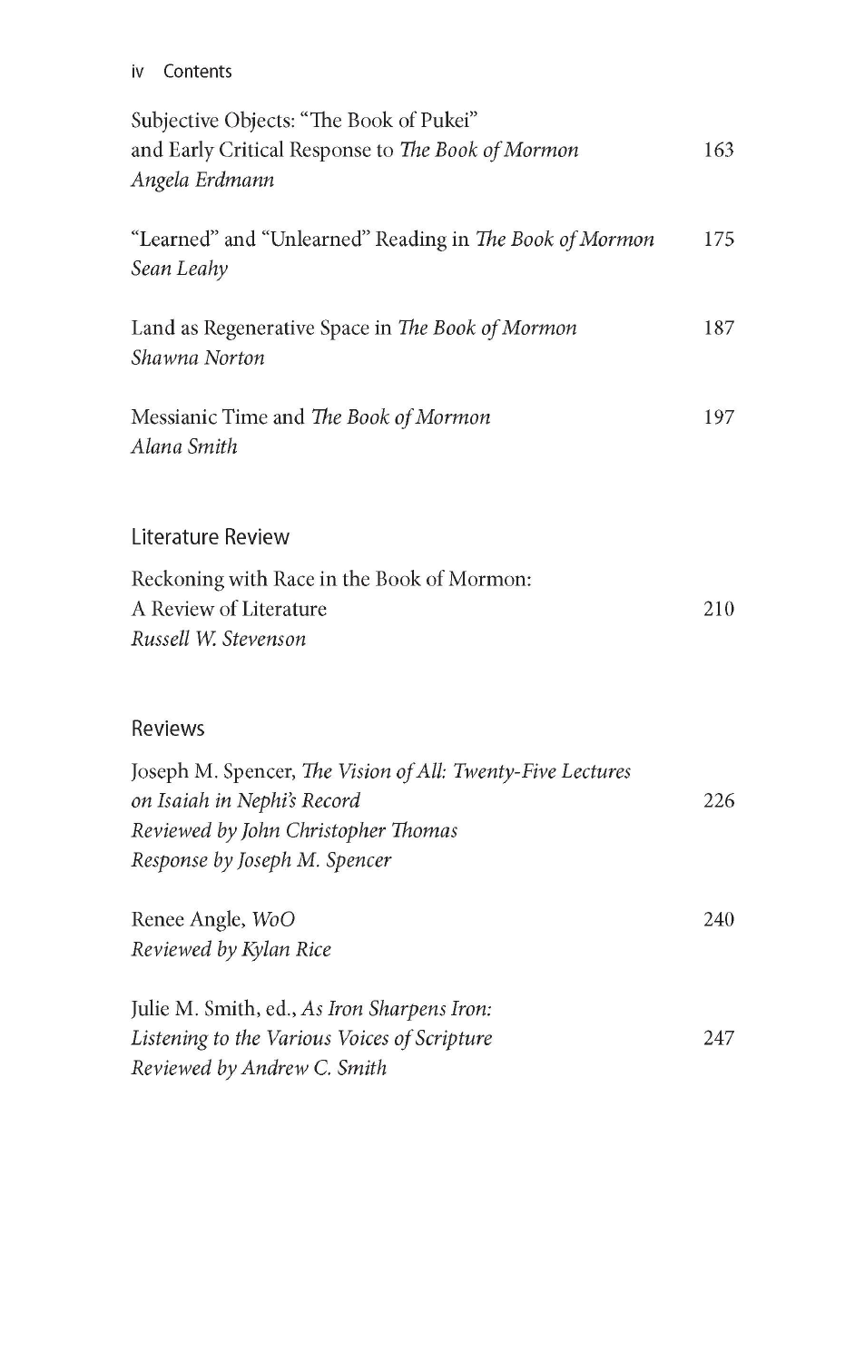Subjective Objects: "The Book of Pukei" and Early Critical Response to *The Book of Mormon* 163
*Angela Erdmann*

"Learned" and "Unlearned" Reading in *The Book of Mormon* 175
*Sean Leahy*

Land as Regenerative Space in *The Book of Mormon* 187
*Shawna Norton*

Messianic Time and *The Book of Mormon* 197
*Alana Smith*

## Literature Review

Reckoning with Race in the Book of Mormon: A Review of Literature 210
*Russell W. Stevenson*

## Reviews

Joseph M. Spencer, *The Vision of All: Twenty-Five Lectures on Isaiah in Nephi's Record* 226
*Reviewed by John Christopher Thomas*
*Response by Joseph M. Spencer*

Renee Angle, *WoO* 240
*Reviewed by Kylan Rice*

Julie M. Smith, ed., *As Iron Sharpens Iron: Listening to the Various Voices of Scripture* 247
*Reviewed by Andrew C. Smith*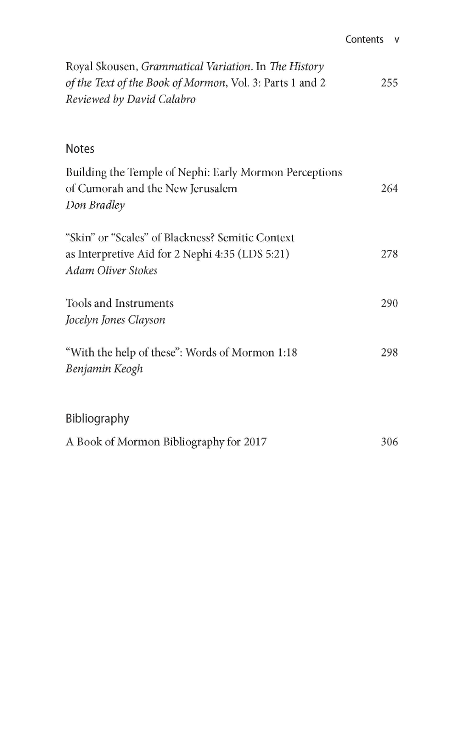Royal Skousen, *Grammatical Variation*. In *The History of the Text of the Book of Mormon*, Vol. 3: Parts 1 and 2 — 255
*Reviewed by David Calabro*

## Notes

Building the Temple of Nephi: Early Mormon Perceptions of Cumorah and the New Jerusalem — 264
*Don Bradley*

"Skin" or "Scales" of Blackness? Semitic Context as Interpretive Aid for 2 Nephi 4:35 (LDS 5:21) — 278
*Adam Oliver Stokes*

Tools and Instruments — 290
*Jocelyn Jones Clayson*

"With the help of these": Words of Mormon 1:18 — 298
*Benjamin Keogh*

## Bibliography

A Book of Mormon Bibliography for 2017 — 306